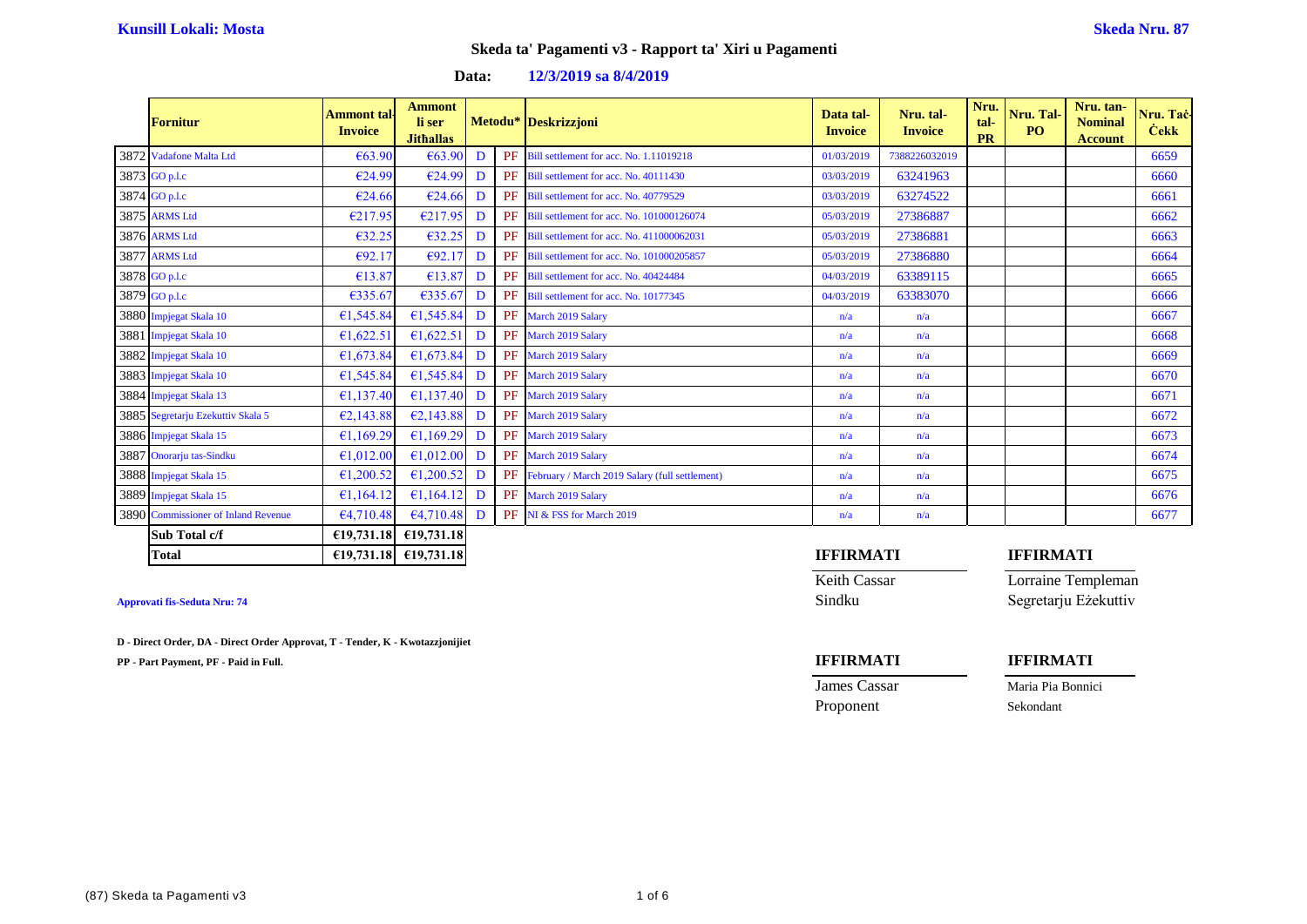**Kunsill Lokali: Mosta** **Skeda Nru. 87**

## Skeda ta' Pagamenti v3 - Rapport ta' Xiri u Pagamenti

**Data: 12/3/2019 sa 8/4/2019**

| | Fornitur | Ammont tal-Invoice | Ammont li ser Jithallas | Metodu* | | Deskrizzjoni | Data tal-Invoice | Nru. tal-Invoice | Nru. tal-PR | Nru. Tal-PO | Nru. tan-Nominal Account | Nru. Taċ-Ċekk |
|---|---|---|---|---|---|---|---|---|---|---|---|---|
| 3872 | Vadafone Malta Ltd | €63.90 | €63.90 | D | PF | Bill settlement for acc. No. 1.11019218 | 01/03/2019 | 7388226032019 | | | | 6659 |
| 3873 | GO p.l.c | €24.99 | €24.99 | D | PF | Bill settlement for acc. No. 40111430 | 03/03/2019 | 63241963 | | | | 6660 |
| 3874 | GO p.l.c | €24.66 | €24.66 | D | PF | Bill settlement for acc. No. 40779529 | 03/03/2019 | 63274522 | | | | 6661 |
| 3875 | ARMS Ltd | €217.95 | €217.95 | D | PF | Bill settlement for acc. No. 101000126074 | 05/03/2019 | 27386887 | | | | 6662 |
| 3876 | ARMS Ltd | €32.25 | €32.25 | D | PF | Bill settlement for acc. No. 411000062031 | 05/03/2019 | 27386881 | | | | 6663 |
| 3877 | ARMS Ltd | €92.17 | €92.17 | D | PF | Bill settlement for acc. No. 101000205857 | 05/03/2019 | 27386880 | | | | 6664 |
| 3878 | GO p.l.c | €13.87 | €13.87 | D | PF | Bill settlement for acc. No. 40424484 | 04/03/2019 | 63389115 | | | | 6665 |
| 3879 | GO p.l.c | €335.67 | €335.67 | D | PF | Bill settlement for acc. No. 10177345 | 04/03/2019 | 63383070 | | | | 6666 |
| 3880 | Impjegat Skala 10 | €1,545.84 | €1,545.84 | D | PF | March 2019 Salary | n/a | n/a | | | | 6667 |
| 3881 | Impjegat Skala 10 | €1,622.51 | €1,622.51 | D | PF | March 2019 Salary | n/a | n/a | | | | 6668 |
| 3882 | Impjegat Skala 10 | €1,673.84 | €1,673.84 | D | PF | March 2019 Salary | n/a | n/a | | | | 6669 |
| 3883 | Impjegat Skala 10 | €1,545.84 | €1,545.84 | D | PF | March 2019 Salary | n/a | n/a | | | | 6670 |
| 3884 | Impjegat Skala 13 | €1,137.40 | €1,137.40 | D | PF | March 2019 Salary | n/a | n/a | | | | 6671 |
| 3885 | Segretarju Ezekuttiv Skala 5 | €2,143.88 | €2,143.88 | D | PF | March 2019 Salary | n/a | n/a | | | | 6672 |
| 3886 | Impjegat Skala 15 | €1,169.29 | €1,169.29 | D | PF | March 2019 Salary | n/a | n/a | | | | 6673 |
| 3887 | Onorarju tas-Sindku | €1,012.00 | €1,012.00 | D | PF | March 2019 Salary | n/a | n/a | | | | 6674 |
| 3888 | Impjegat Skala 15 | €1,200.52 | €1,200.52 | D | PF | February / March 2019 Salary (full settlement) | n/a | n/a | | | | 6675 |
| 3889 | Impjegat Skala 15 | €1,164.12 | €1,164.12 | D | PF | March 2019 Salary | n/a | n/a | | | | 6676 |
| 3890 | Commissioner of Inland Revenue | €4,710.48 | €4,710.48 | D | PF | NI & FSS for March 2019 | n/a | n/a | | | | 6677 |
| | **Sub Total c/f** | **€19,731.18** | **€19,731.18** | | | | | | | | | |
| | **Total** | **€19,731.18** | **€19,731.18** | | | | | | | | | |

**Approvati fis-Seduta Nru: 74**

**D - Direct Order, DA - Direct Order Approvat, T - Tender, K - Kwotazzjonijiet**

**PP - Part Payment, PF - Paid in Full.**

| **IFFIRMATI** | **IFFIRMATI** |
|---|---|
| Keith Cassar | Lorraine Templeman |
| Sindku | Segretarju Eżekuttiv |

| **IFFIRMATI** | **IFFIRMATI** |
|---|---|
| James Cassar | Maria Pia Bonnici |
| Proponent | Sekondant |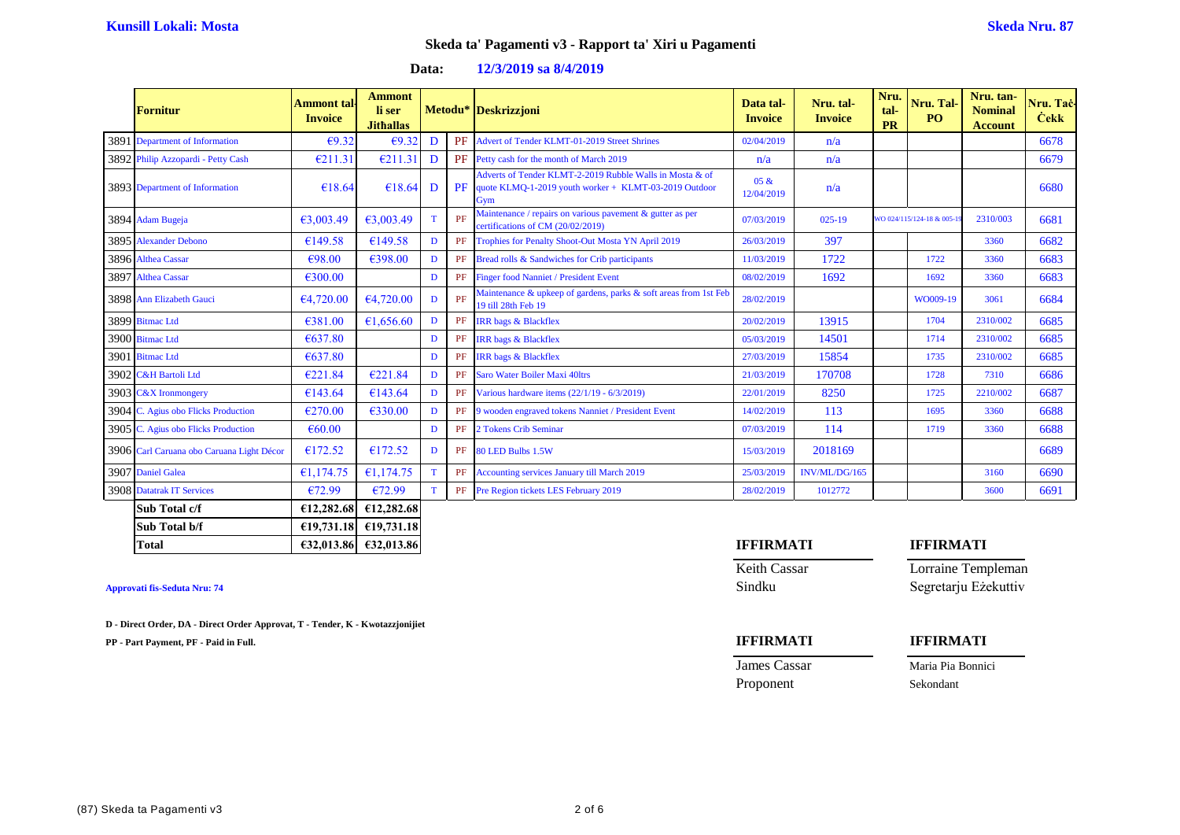**Kunsill Lokali: Mosta** **Skeda Nru. 87**

## Skeda ta' Pagamenti v3 - Rapport ta' Xiri u Pagamenti

**Data: 12/3/2019 sa 8/4/2019**

| | Fornitur | Ammont tal-Invoice | Ammont li ser Jithallas | Metodu* | | Deskrizzjoni | Data tal-Invoice | Nru. tal-Invoice | Nru. tal-PR | Nru. Tal-PO | Nru. tan-Nominal Account | Nru. Taċ-Ċekk |
|---|---|---|---|---|---|---|---|---|---|---|---|---|
| 3891 | Department of Information | €9.32 | €9.32 | D | PF | Advert of Tender KLMT-01-2019 Street Shrines | 02/04/2019 | n/a | | | | 6678 |
| 3892 | Philip Azzopardi - Petty Cash | €211.31 | €211.31 | D | PF | Petty cash for the month of March 2019 | n/a | n/a | | | | 6679 |
| 3893 | Department of Information | €18.64 | €18.64 | D | PF | Adverts of Tender KLMT-2-2019 Rubble Walls in Mosta & of quote KLMQ-1-2019 youth worker + KLMT-03-2019 Outdoor Gym | 05 & 12/04/2019 | n/a | | | | 6680 |
| 3894 | Adam Bugeja | €3,003.49 | €3,003.49 | T | PF | Maintenance / repairs on various pavement & gutter as per certifications of CM (20/02/2019) | 07/03/2019 | 025-19 | | WO 024/115/124-18 & 005-19 | 2310/003 | 6681 |
| 3895 | Alexander Debono | €149.58 | €149.58 | D | PF | Trophies for Penalty Shoot-Out Mosta YN April 2019 | 26/03/2019 | 397 | | | 3360 | 6682 |
| 3896 | Althea Cassar | €98.00 | €398.00 | D | PF | Bread rolls & Sandwiches for Crib participants | 11/03/2019 | 1722 | | 1722 | 3360 | 6683 |
| 3897 | Althea Cassar | €300.00 | | D | PF | Finger food Nanniet / President Event | 08/02/2019 | 1692 | | 1692 | 3360 | 6683 |
| 3898 | Ann Elizabeth Gauci | €4,720.00 | €4,720.00 | D | PF | Maintenance & upkeep of gardens, parks & soft areas from 1st Feb 19 till 28th Feb 19 | 28/02/2019 | | | WO009-19 | 3061 | 6684 |
| 3899 | Bitmac Ltd | €381.00 | €1,656.60 | D | PF | IRR bags & Blackflex | 20/02/2019 | 13915 | | 1704 | 2310/002 | 6685 |
| 3900 | Bitmac Ltd | €637.80 | | D | PF | IRR bags & Blackflex | 05/03/2019 | 14501 | | 1714 | 2310/002 | 6685 |
| 3901 | Bitmac Ltd | €637.80 | | D | PF | IRR bags & Blackflex | 27/03/2019 | 15854 | | 1735 | 2310/002 | 6685 |
| 3902 | C&H Bartoli Ltd | €221.84 | €221.84 | D | PF | Saro Water Boiler Maxi 40ltrs | 21/03/2019 | 170708 | | 1728 | 7310 | 6686 |
| 3903 | C&X Ironmongery | €143.64 | €143.64 | D | PF | Various hardware items (22/1/19 - 6/3/2019) | 22/01/2019 | 8250 | | 1725 | 2210/002 | 6687 |
| 3904 | C. Agius obo Flicks Production | €270.00 | €330.00 | D | PF | 9 wooden engraved tokens Nanniet / President Event | 14/02/2019 | 113 | | 1695 | 3360 | 6688 |
| 3905 | C. Agius obo Flicks Production | €60.00 | | D | PF | 2 Tokens Crib Seminar | 07/03/2019 | 114 | | 1719 | 3360 | 6688 |
| 3906 | Carl Caruana obo Caruana Light Décor | €172.52 | €172.52 | D | PF | 80 LED Bulbs 1.5W | 15/03/2019 | 2018169 | | | | 6689 |
| 3907 | Daniel Galea | €1,174.75 | €1,174.75 | T | PF | Accounting services January till March 2019 | 25/03/2019 | INV/ML/DG/165 | | | 3160 | 6690 |
| 3908 | Datatrak IT Services | €72.99 | €72.99 | T | PF | Pre Region tickets LES February 2019 | 28/02/2019 | 1012772 | | | 3600 | 6691 |
| | **Sub Total c/f** | **€12,282.68** | **€12,282.68** | | | | | | | | | |
| | **Sub Total b/f** | **€19,731.18** | **€19,731.18** | | | | | | | | | |
| | **Total** | **€32,013.86** | **€32,013.86** | | | | | | | | | |

**Approvati fis-Seduta Nru: 74**

**D - Direct Order, DA - Direct Order Approvat, T - Tender, K - Kwotazzjonijiet**

**PP - Part Payment, PF - Paid in Full.**

| **IFFIRMATI** | **IFFIRMATI** |
|---|---|
| Keith Cassar | Lorraine Templeman |
| Sindku | Segretarju Eżekuttiv |

| **IFFIRMATI** | **IFFIRMATI** |
|---|---|
| James Cassar | Maria Pia Bonnici |
| Proponent | Sekondant |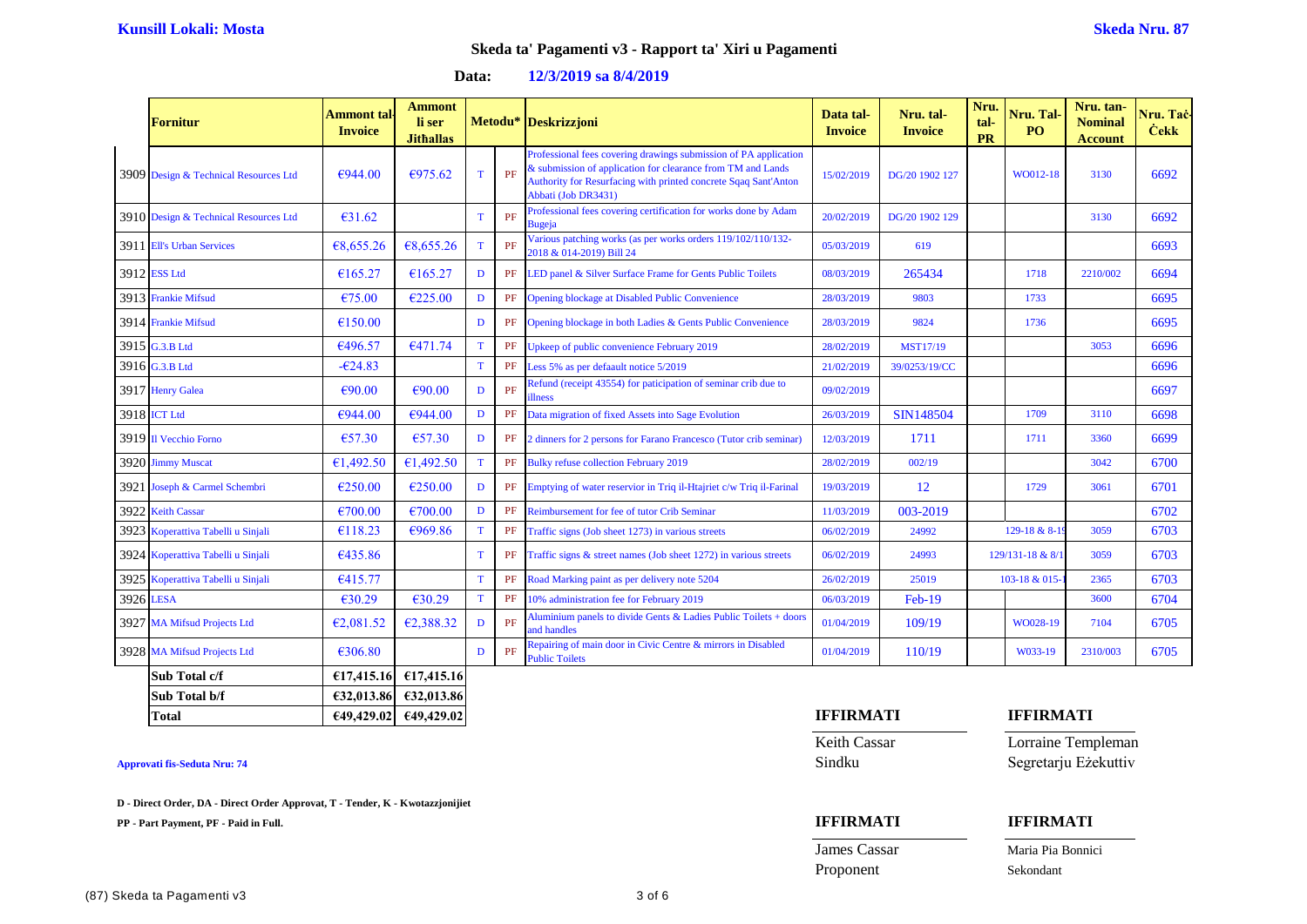**Kunsill Lokali: Mosta** **Skeda Nru. 87**

## Skeda ta' Pagamenti v3 - Rapport ta' Xiri u Pagamenti

**Data: 12/3/2019 sa 8/4/2019**

| | Fornitur | Ammont tal-Invoice | Ammont li ser Jithallas | Metodu* | | Deskrizzjoni | Data tal-Invoice | Nru. tal-Invoice | Nru. tal-PR | Nru. Tal-PO | Nru. tan-Nominal Account | Nru. Taċ-Ċekk |
|---|---|---|---|---|---|---|---|---|---|---|---|---|
| 3909 | Design & Technical Resources Ltd | €944.00 | €975.62 | T | PF | Professional fees covering drawings submission of PA application & submission of application for clearance from TM and Lands Authority for Resurfacing with printed concrete Sqaq Sant'Anton Abbati (Job DR3431) | 15/02/2019 | DG/20 1902 127 | | WO012-18 | 3130 | 6692 |
| 3910 | Design & Technical Resources Ltd | €31.62 | | T | PF | Professional fees covering certification for works done by Adam Bugeja | 20/02/2019 | DG/20 1902 129 | | | 3130 | 6692 |
| 3911 | Ell's Urban Services | €8,655.26 | €8,655.26 | T | PF | Various patching works (as per works orders 119/102/110/132-2018 & 014-2019) Bill 24 | 05/03/2019 | 619 | | | | 6693 |
| 3912 | ESS Ltd | €165.27 | €165.27 | D | PF | LED panel & Silver Surface Frame for Gents Public Toilets | 08/03/2019 | 265434 | | 1718 | 2210/002 | 6694 |
| 3913 | Frankie Mifsud | €75.00 | €225.00 | D | PF | Opening blockage at Disabled Public Convenience | 28/03/2019 | 9803 | | 1733 | | 6695 |
| 3914 | Frankie Mifsud | €150.00 | | D | PF | Opening blockage in both Ladies & Gents Public Convenience | 28/03/2019 | 9824 | | 1736 | | 6695 |
| 3915 | G.3.B Ltd | €496.57 | €471.74 | T | PF | Upkeep of public convenience February 2019 | 28/02/2019 | MST17/19 | | | 3053 | 6696 |
| 3916 | G.3.B Ltd | -€24.83 | | T | PF | Less 5% as per defaault notice 5/2019 | 21/02/2019 | 39/0253/19/CC | | | | 6696 |
| 3917 | Henry Galea | €90.00 | €90.00 | D | PF | Refund (receipt 43554) for paticipation of seminar crib due to illness | 09/02/2019 | | | | | 6697 |
| 3918 | ICT Ltd | €944.00 | €944.00 | D | PF | Data migration of fixed Assets into Sage Evolution | 26/03/2019 | SIN148504 | | 1709 | 3110 | 6698 |
| 3919 | Il Vecchio Forno | €57.30 | €57.30 | D | PF | 2 dinners for 2 persons for Farano Francesco (Tutor crib seminar) | 12/03/2019 | 1711 | | 1711 | 3360 | 6699 |
| 3920 | Jimmy Muscat | €1,492.50 | €1,492.50 | T | PF | Bulky refuse collection February 2019 | 28/02/2019 | 002/19 | | | 3042 | 6700 |
| 3921 | Joseph & Carmel Schembri | €250.00 | €250.00 | D | PF | Emptying of water reservior in Triq il-Htajriet c/w Triq il-Farinal | 19/03/2019 | 12 | | 1729 | 3061 | 6701 |
| 3922 | Keith Cassar | €700.00 | €700.00 | D | PF | Reimbursement for fee of tutor Crib Seminar | 11/03/2019 | 003-2019 | | | | 6702 |
| 3923 | Koperattiva Tabelli u Sinjali | €118.23 | €969.86 | T | PF | Traffic signs (Job sheet 1273) in various streets | 06/02/2019 | 24992 | | 129-18 & 8-19 | 3059 | 6703 |
| 3924 | Koperattiva Tabelli u Sinjali | €435.86 | | T | PF | Traffic signs & street names (Job sheet 1272) in various streets | 06/02/2019 | 24993 | | 129/131-18 & 8/1 | 3059 | 6703 |
| 3925 | Koperattiva Tabelli u Sinjali | €415.77 | | T | PF | Road Marking paint as per delivery note 5204 | 26/02/2019 | 25019 | | 103-18 & 015- | 2365 | 6703 |
| 3926 | LESA | €30.29 | €30.29 | T | PF | 10% administration fee for February 2019 | 06/03/2019 | Feb-19 | | | 3600 | 6704 |
| 3927 | MA Mifsud Projects Ltd | €2,081.52 | €2,388.32 | D | PF | Aluminium panels to divide Gents & Ladies Public Toilets + doors and handles | 01/04/2019 | 109/19 | | WO028-19 | 7104 | 6705 |
| 3928 | MA Mifsud Projects Ltd | €306.80 | | D | PF | Repairing of main door in Civic Centre & mirrors in Disabled Public Toilets | 01/04/2019 | 110/19 | | W033-19 | 2310/003 | 6705 |
| | **Sub Total c/f** | **€17,415.16** | **€17,415.16** | | | | | | | | | |
| | **Sub Total b/f** | **€32,013.86** | **€32,013.86** | | | | | | | | | |
| | **Total** | **€49,429.02** | **€49,429.02** | | | | | | | | | |

**Approvati fis-Seduta Nru: 74**

**D - Direct Order, DA - Direct Order Approvat, T - Tender, K - Kwotazzjonijiet**

**PP - Part Payment, PF - Paid in Full.**

**IFFIRMATI**

Keith Cassar
Sindku

**IFFIRMATI**

Lorraine Templeman
Segretarju Eżekuttiv

**IFFIRMATI**

James Cassar
Proponent

**IFFIRMATI**

Maria Pia Bonnici
Sekondant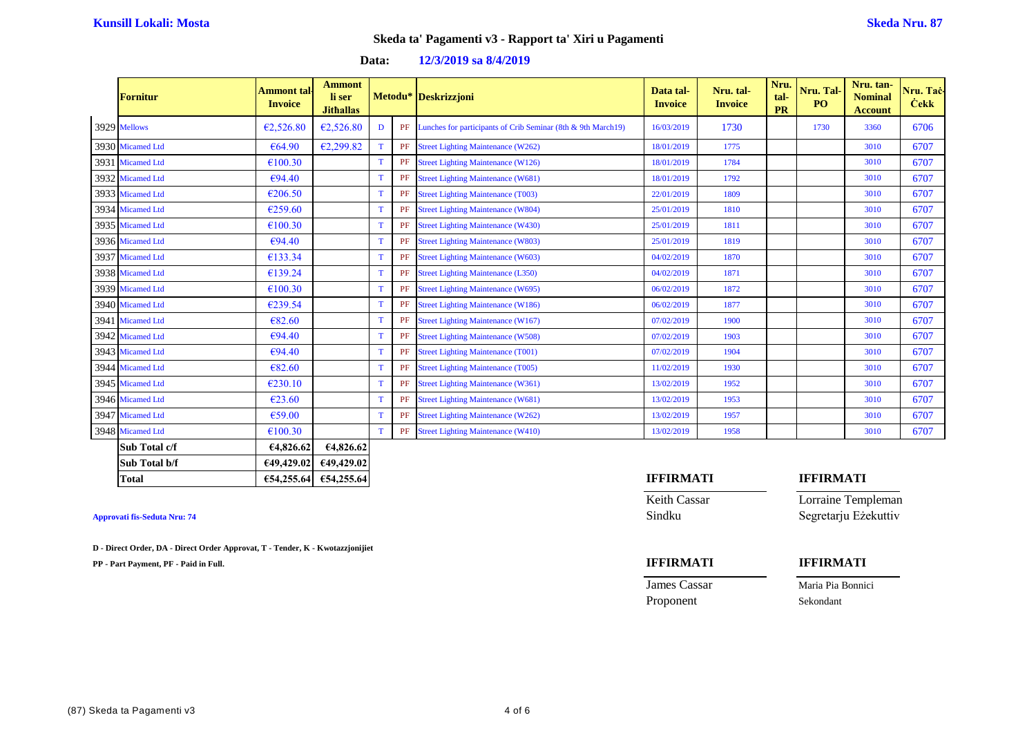**Kunsill Lokali: Mosta** | **Skeda Nru. 87**

## Skeda ta' Pagamenti v3 - Rapport ta' Xiri u Pagamenti

**Data: 12/3/2019 sa 8/4/2019**

| | Fornitur | Ammont tal-Invoice | Ammont li ser Jithallas | Metodu* | | Deskrizzjoni | Data tal-Invoice | Nru. tal-Invoice | Nru. tal-PR | Nru. Tal-PO | Nru. tan-Nominal Account | Nru. Taċ-Ċekk |
|---|---|---|---|---|---|---|---|---|---|---|---|---|
| 3929 | Mellows | €2,526.80 | €2,526.80 | D | PF | Lunches for participants of Crib Seminar (8th & 9th March19) | 16/03/2019 | 1730 | | 1730 | 3360 | 6706 |
| 3930 | Micamed Ltd | €64.90 | €2,299.82 | T | PF | Street Lighting Maintenance (W262) | 18/01/2019 | 1775 | | | 3010 | 6707 |
| 3931 | Micamed Ltd | €100.30 | | T | PF | Street Lighting Maintenance (W126) | 18/01/2019 | 1784 | | | 3010 | 6707 |
| 3932 | Micamed Ltd | €94.40 | | T | PF | Street Lighting Maintenance (W681) | 18/01/2019 | 1792 | | | 3010 | 6707 |
| 3933 | Micamed Ltd | €206.50 | | T | PF | Street Lighting Maintenance (T003) | 22/01/2019 | 1809 | | | 3010 | 6707 |
| 3934 | Micamed Ltd | €259.60 | | T | PF | Street Lighting Maintenance (W804) | 25/01/2019 | 1810 | | | 3010 | 6707 |
| 3935 | Micamed Ltd | €100.30 | | T | PF | Street Lighting Maintenance (W430) | 25/01/2019 | 1811 | | | 3010 | 6707 |
| 3936 | Micamed Ltd | €94.40 | | T | PF | Street Lighting Maintenance (W803) | 25/01/2019 | 1819 | | | 3010 | 6707 |
| 3937 | Micamed Ltd | €133.34 | | T | PF | Street Lighting Maintenance (W603) | 04/02/2019 | 1870 | | | 3010 | 6707 |
| 3938 | Micamed Ltd | €139.24 | | T | PF | Street Lighting Maintenance (L350) | 04/02/2019 | 1871 | | | 3010 | 6707 |
| 3939 | Micamed Ltd | €100.30 | | T | PF | Street Lighting Maintenance (W695) | 06/02/2019 | 1872 | | | 3010 | 6707 |
| 3940 | Micamed Ltd | €239.54 | | T | PF | Street Lighting Maintenance (W186) | 06/02/2019 | 1877 | | | 3010 | 6707 |
| 3941 | Micamed Ltd | €82.60 | | T | PF | Street Lighting Maintenance (W167) | 07/02/2019 | 1900 | | | 3010 | 6707 |
| 3942 | Micamed Ltd | €94.40 | | T | PF | Street Lighting Maintenance (W508) | 07/02/2019 | 1903 | | | 3010 | 6707 |
| 3943 | Micamed Ltd | €94.40 | | T | PF | Street Lighting Maintenance (T001) | 07/02/2019 | 1904 | | | 3010 | 6707 |
| 3944 | Micamed Ltd | €82.60 | | T | PF | Street Lighting Maintenance (T005) | 11/02/2019 | 1930 | | | 3010 | 6707 |
| 3945 | Micamed Ltd | €230.10 | | T | PF | Street Lighting Maintenance (W361) | 13/02/2019 | 1952 | | | 3010 | 6707 |
| 3946 | Micamed Ltd | €23.60 | | T | PF | Street Lighting Maintenance (W681) | 13/02/2019 | 1953 | | | 3010 | 6707 |
| 3947 | Micamed Ltd | €59.00 | | T | PF | Street Lighting Maintenance (W262) | 13/02/2019 | 1957 | | | 3010 | 6707 |
| 3948 | Micamed Ltd | €100.30 | | T | PF | Street Lighting Maintenance (W410) | 13/02/2019 | 1958 | | | 3010 | 6707 |
| | **Sub Total c/f** | **€4,826.62** | **€4,826.62** | | | | | | | | | |
| | **Sub Total b/f** | **€49,429.02** | **€49,429.02** | | | | | | | | | |
| | **Total** | **€54,255.64** | **€54,255.64** | | | | | | | | | |

**Approvati fis-Seduta Nru: 74**

**D - Direct Order, DA - Direct Order Approvat, T - Tender, K - Kwotazzjonijiet**

**PP - Part Payment, PF - Paid in Full.**

| **IFFIRMATI** | **IFFIRMATI** |
|---|---|
| Keith Cassar | Lorraine Templeman |
| Sindku | Segretarju Eżekuttiv |

| **IFFIRMATI** | **IFFIRMATI** |
|---|---|
| James Cassar | Maria Pia Bonnici |
| Proponent | Sekondant |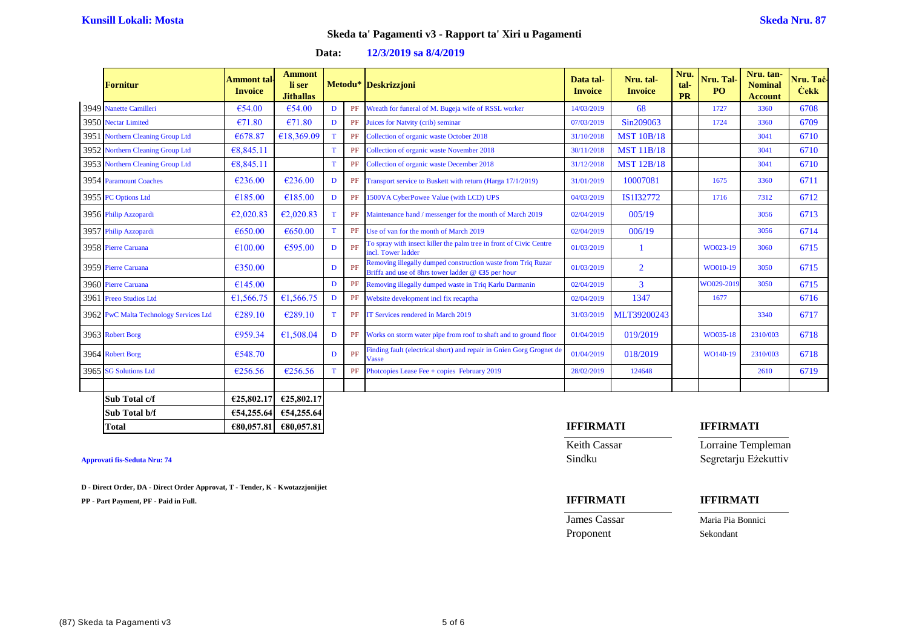**Kunsill Lokali: Mosta** **Skeda Nru. 87**

## Skeda ta' Pagamenti v3 - Rapport ta' Xiri u Pagamenti

**Data: 12/3/2019 sa 8/4/2019**

| | Fornitur | Ammont tal-Invoice | Ammont li ser Jithallas | Metodu* | | Deskrizzjoni | Data tal-Invoice | Nru. tal-Invoice | Nru. tal-PR | Nru. Tal-PO | Nru. tan-Nominal Account | Nru. Taċ-Ċekk |
|---|---|---|---|---|---|---|---|---|---|---|---|---|
| 3949 | Nanette Camilleri | €54.00 | €54.00 | D | PF | Wreath for funeral of M. Bugeja wife of RSSL worker | 14/03/2019 | 68 | | 1727 | 3360 | 6708 |
| 3950 | Nectar Limited | €71.80 | €71.80 | D | PF | Juices for Natvity (crib) seminar | 07/03/2019 | Sin209063 | | 1724 | 3360 | 6709 |
| 3951 | Northern Cleaning Group Ltd | €678.87 | €18,369.09 | T | PF | Collection of organic waste October 2018 | 31/10/2018 | MST 10B/18 | | | 3041 | 6710 |
| 3952 | Northern Cleaning Group Ltd | €8,845.11 | | T | PF | Collection of organic waste November 2018 | 30/11/2018 | MST 11B/18 | | | 3041 | 6710 |
| 3953 | Northern Cleaning Group Ltd | €8,845.11 | | T | PF | Collection of organic waste December 2018 | 31/12/2018 | MST 12B/18 | | | 3041 | 6710 |
| 3954 | Paramount Coaches | €236.00 | €236.00 | D | PF | Transport service to Buskett with return (Harga 17/1/2019) | 31/01/2019 | 10007081 | | 1675 | 3360 | 6711 |
| 3955 | PC Options Ltd | €185.00 | €185.00 | D | PF | 1500VA CyberPowee Value (with LCD) UPS | 04/03/2019 | IS1I32772 | | 1716 | 7312 | 6712 |
| 3956 | Philip Azzopardi | €2,020.83 | €2,020.83 | T | PF | Maintenance hand / messenger for the month of March 2019 | 02/04/2019 | 005/19 | | | 3056 | 6713 |
| 3957 | Philip Azzopardi | €650.00 | €650.00 | T | PF | Use of van for the month of March 2019 | 02/04/2019 | 006/19 | | | 3056 | 6714 |
| 3958 | Pierre Caruana | €100.00 | €595.00 | D | PF | To spray with insect killer the palm tree in front of Civic Centre incl. Tower ladder | 01/03/2019 | 1 | | WO023-19 | 3060 | 6715 |
| 3959 | Pierre Caruana | €350.00 | | D | PF | Removing illegally dumped construction waste from Triq Ruzar Briffa and use of 8hrs tower ladder @ €35 per hour | 01/03/2019 | 2 | | WO010-19 | 3050 | 6715 |
| 3960 | Pierre Caruana | €145.00 | | D | PF | Removing illegally dumped waste in Triq Karlu Darmanin | 02/04/2019 | 3 | | WO029-2019 | 3050 | 6715 |
| 3961 | Preeo Studios Ltd | €1,566.75 | €1,566.75 | D | PF | Website development incl fix recaptha | 02/04/2019 | 1347 | | 1677 | | 6716 |
| 3962 | PwC Malta Technology Services Ltd | €289.10 | €289.10 | T | PF | IT Services rendered in March 2019 | 31/03/2019 | MLT39200243 | | | 3340 | 6717 |
| 3963 | Robert Borg | €959.34 | €1,508.04 | D | PF | Works on storm water pipe from roof to shaft and to ground floor | 01/04/2019 | 019/2019 | | WO035-18 | 2310/003 | 6718 |
| 3964 | Robert Borg | €548.70 | | D | PF | Finding fault (electrical short) and repair in Gnien Gorg Grognet de Vasse | 01/04/2019 | 018/2019 | | WO140-19 | 2310/003 | 6718 |
| 3965 | SG Solutions Ltd | €256.56 | €256.56 | T | PF | Photcopies Lease Fee + copies February 2019 | 28/02/2019 | 124648 | | | 2610 | 6719 |
| | | | | | | | | | | | | |
| | **Sub Total c/f** | **€25,802.17** | **€25,802.17** | | | | | | | | | |
| | **Sub Total b/f** | **€54,255.64** | **€54,255.64** | | | | | | | | | |
| | **Total** | **€80,057.81** | **€80,057.81** | | | | | | | | | |

**Approvati fis-Seduta Nru: 74**

**D - Direct Order, DA - Direct Order Approvat, T - Tender, K - Kwotazzjonijiet**

**PP - Part Payment, PF - Paid in Full.**

| **IFFIRMATI** | **IFFIRMATI** |
|---|---|
| Keith Cassar | Lorraine Templeman |
| Sindku | Segretarju Eżekuttiv |

| **IFFIRMATI** | **IFFIRMATI** |
|---|---|
| James Cassar | Maria Pia Bonnici |
| Proponent | Sekondant |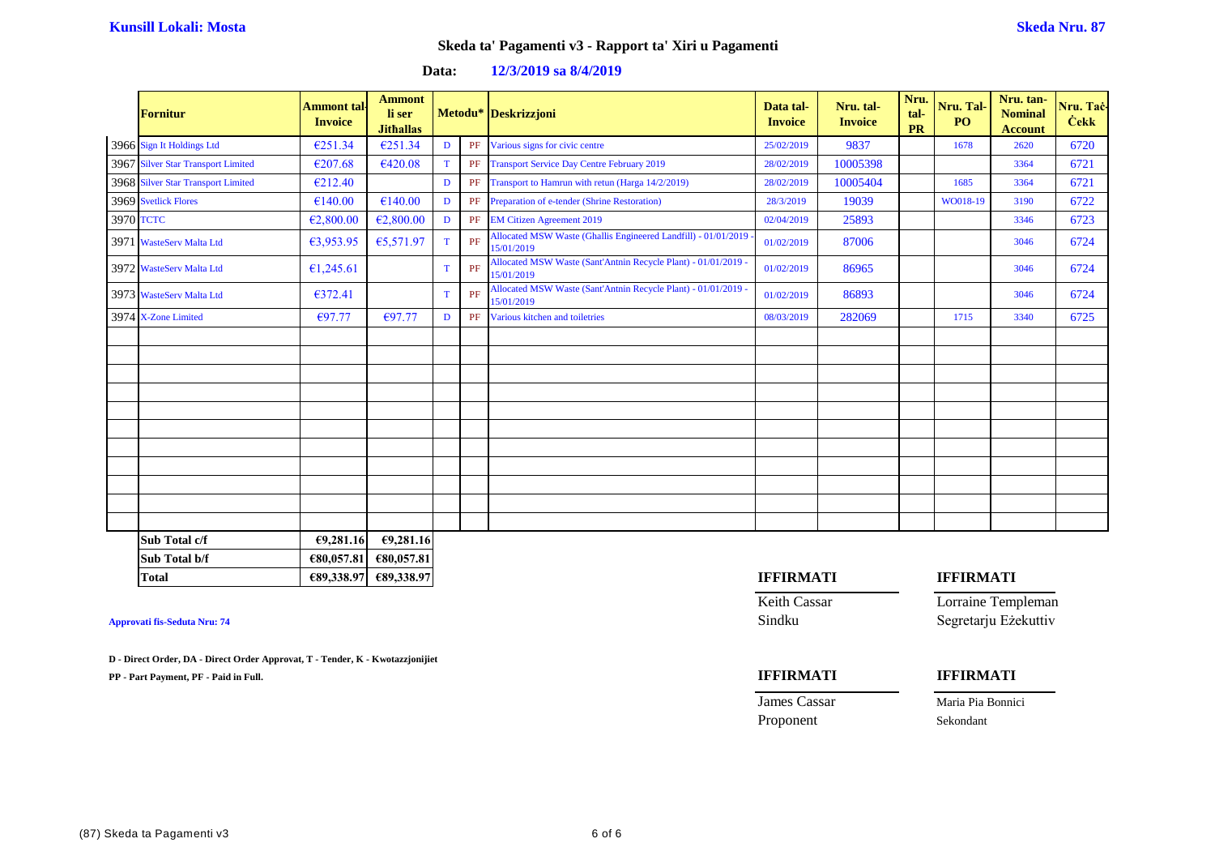**Kunsill Lokali: Mosta**

**Skeda Nru. 87**

## Skeda ta' Pagamenti v3 - Rapport ta' Xiri u Pagamenti

**Data: 12/3/2019 sa 8/4/2019**

| | Fornitur | Ammont tal-Invoice | Ammont li ser Jithallas | Metodu* | | Deskrizzjoni | Data tal-Invoice | Nru. tal-Invoice | Nru. tal-PR | Nru. Tal-PO | Nru. tan-Nominal Account | Nru. Taċ-Ċekk |
|---|---|---|---|---|---|---|---|---|---|---|---|---|
| 3966 | Sign It Holdings Ltd | €251.34 | €251.34 | D | PF | Various signs for civic centre | 25/02/2019 | 9837 | | 1678 | 2620 | 6720 |
| 3967 | Silver Star Transport Limited | €207.68 | €420.08 | T | PF | Transport Service Day Centre February 2019 | 28/02/2019 | 10005398 | | | 3364 | 6721 |
| 3968 | Silver Star Transport Limited | €212.40 | | D | PF | Transport to Hamrun with retun (Harga 14/2/2019) | 28/02/2019 | 10005404 | | 1685 | 3364 | 6721 |
| 3969 | Svetlick Flores | €140.00 | €140.00 | D | PF | Preparation of e-tender (Shrine Restoration) | 28/3/2019 | 19039 | | WO018-19 | 3190 | 6722 |
| 3970 | TCTC | €2,800.00 | €2,800.00 | D | PF | EM Citizen Agreement 2019 | 02/04/2019 | 25893 | | | 3346 | 6723 |
| 3971 | WasteServ Malta Ltd | €3,953.95 | €5,571.97 | T | PF | Allocated MSW Waste (Ghallis Engineered Landfill) - 01/01/2019 - 15/01/2019 | 01/02/2019 | 87006 | | | 3046 | 6724 |
| 3972 | WasteServ Malta Ltd | €1,245.61 | | T | PF | Allocated MSW Waste (Sant'Antnin Recycle Plant) - 01/01/2019 - 15/01/2019 | 01/02/2019 | 86965 | | | 3046 | 6724 |
| 3973 | WasteServ Malta Ltd | €372.41 | | T | PF | Allocated MSW Waste (Sant'Antnin Recycle Plant) - 01/01/2019 - 15/01/2019 | 01/02/2019 | 86893 | | | 3046 | 6724 |
| 3974 | X-Zone Limited | €97.77 | €97.77 | D | PF | Various kitchen and toiletries | 08/03/2019 | 282069 | | 1715 | 3340 | 6725 |

| | | |
|---|---|---|
| **Sub Total c/f** | **€9,281.16** | **€9,281.16** |
| **Sub Total b/f** | **€80,057.81** | **€80,057.81** |
| **Total** | **€89,338.97** | **€89,338.97** |

**IFFIRMATI**

Keith Cassar
Sindku

**IFFIRMATI**

Lorraine Templeman
Segretarju Eżekuttiv

**Approvati fis-Seduta Nru: 74**

**D - Direct Order, DA - Direct Order Approvat, T - Tender, K - Kwotazzjonijiet**

**PP - Part Payment, PF - Paid in Full.**

**IFFIRMATI**

James Cassar
Proponent

**IFFIRMATI**

Maria Pia Bonnici
Sekondant